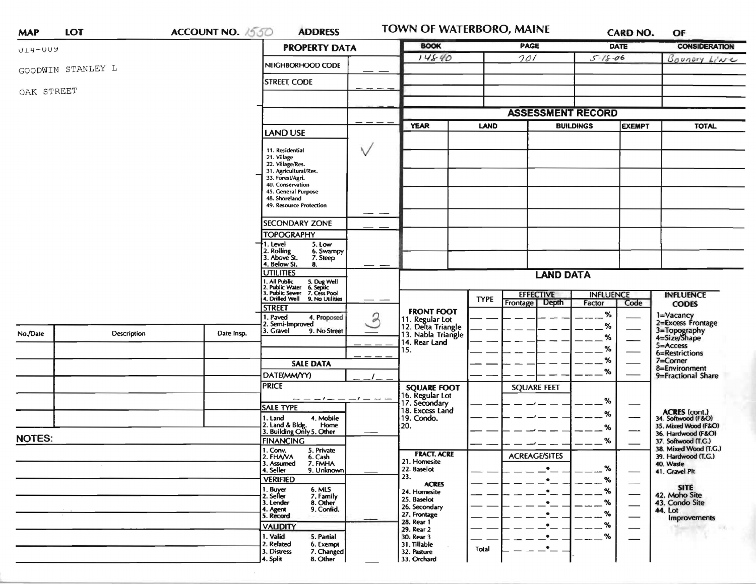MAP | LOT | ACCOUNT NO. 1550 | ADDRESS | TOWN OF WATERBORO, MAINE | CARD NO. | OF

014-009

GOODWIN STANLEY L

OAK STREET

| BOOK | PAGE | DATE | CONSIDERATION |
|---|---|---|---|
| 14840 | 701 | 5-18-06 | Boundry Line |
| | | | |
| | | | |
| | | | |

## PROPERTY DATA

NEIGHBORHOOD CODE __ __

STREET CODE __ __ __ __

LAND USE ✓

11. Residential
21. Village
22. Village/Res.
31. Agricultural/Res.
33. Forest/Agri.
40. Conservation
45. General Purpose
48. Shoreland
49. Resource Protection

SECONDARY ZONE __ __

TOPOGRAPHY __ __

1. Level
2. Rolling
3. Above St.
4. Below St.
5. Low
6. Swampy
7. Steep
8.

UTILITIES

1. All Public
2. Public Water
3. Public Sewer
4. Drilled Well
5. Dug Well
6. Septic
7. Cess Pool
9. No Utilities

STREET 3

1. Paved
2. Semi-Improved
3. Gravel
4. Proposed
9. No Street

## SALE DATA

DATE(MM/YY) __ __ / __ __

PRICE __ __ __ / __ __ __ / __ __ __

SALE TYPE

1. Land
2. Land & Bldg.
3. Building Only
4. Mobile Home
5. Other

FINANCING

1. Conv.
2. FHA/VA
3. Assumed
4. Seller
5. Private
6. Cash
7. FMHA
9. Unknown

VERIFIED

1. Buyer
2. Seller
3. Lender
4. Agent
5. Record
6. MLS
7. Family
8. Other
9. Confid.

VALIDITY

1. Valid
2. Related
3. Distress
4. Split
5. Partial
6. Exempt
7. Changed
8. Other

## ASSESSMENT RECORD

| YEAR | LAND | BUILDINGS | EXEMPT | TOTAL |
|---|---|---|---|---|
| | | | | |
| | | | | |
| | | | | |
| | | | | |
| | | | | |
| | | | | |
| | | | | |

## LAND DATA

| | TYPE | EFFECTIVE Frontage | EFFECTIVE Depth | INFLUENCE Factor | INFLUENCE Code |
|---|---|---|---|---|---|
| FRONT FOOT | | | | % | |
| 11. Regular Lot | | | | % | |
| 12. Delta Triangle | | | | % | |
| 13. Nabla Triangle | | | | % | |
| 14. Rear Land | | | | % | |
| 15. | | | | % | |
| SQUARE FOOT | | SQUARE FEET | | | |
| 16. Regular Lot | | | | % | |
| 17. Secondary | | | | % | |
| 18. Excess Land | | | | % | |
| 19. Condo. | | | | % | |
| 20. | | | | | |
| FRACT. ACRE | | ACREAGE/SITES | | | |
| 21. Homesite | | | | % | |
| 22. Baselot | | | | % | |
| 23. | | | | % | |
| ACRES | | | | | |
| 24. Homesite | | | | % | |
| 25. Baselot | | | | % | |
| 26. Secondary | | | | % | |
| 27. Frontage | | | | % | |
| 28. Rear 1 | | | | % | |
| 29. Rear 2 | | | | | |
| 30. Rear 3 | | | | | |
| 31. Tillable | Total | | | | |
| 32. Pasture | | | | | |
| 33. Orchard | | | | | |

INFLUENCE CODES

1=Vacancy
2=Excess Frontage
3=Topography
4=Size/Shape
5=Access
6=Restrictions
7=Corner
8=Environment
9=Fractional Share

ACRES (cont.)
34. Softwood (F&O)
35. Mixed Wood (F&O)
36. Hardwood (F&O)
37. Softwood (T.G.)
38. Mixed Wood (T.G.)
39. Hardwood (T.G.)
40. Waste
41. Gravel Pit

SITE
42. Moho Site
43. Condo Site
44. Lot Improvements

| No./Date | Description | Date Insp. |
|---|---|---|
| | | |
| | | |
| | | |
| | | |
| | | |

NOTES: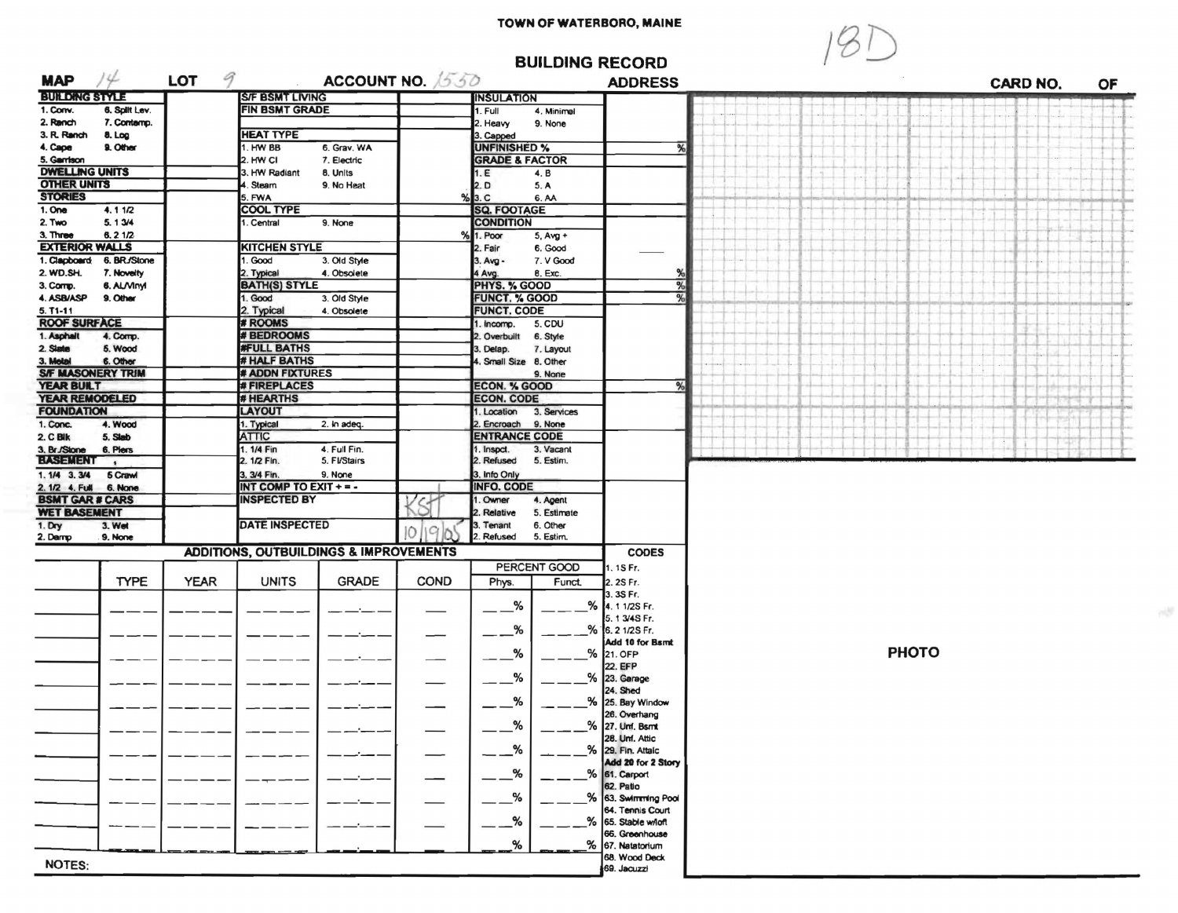**TOWN OF WATERBORO, MAINE**

18D

**BUILDING RECORD**

**MAP** 14 **LOT** 9 **ACCOUNT NO.** 1550 **ADDRESS** **CARD NO.** **OF**

| | | | | | | |
|---|---|---|---|---|---|---|
| **BUILDING STYLE** | | **S/F BSMT LIVING** | | **INSULATION** | | |
| 1. Conv. 6. Split Lev. | | **FIN BSMT GRADE** | | 1. Full 4. Minimal | | |
| 2. Ranch 7. Contemp. | | | | 2. Heavy 9. None | | |
| 3. R. Ranch 8. Log | | **HEAT TYPE** | | 3. Capped | | |
| 4. Cape 9. Other | | 1. HW BB 6. Grav. WA | | **UNFINISHED %** | % | |
| 5. Garrison | | 2. HW CI 7. Electric | | **GRADE & FACTOR** | | |
| **DWELLING UNITS** | | 3. HW Radiant 8. Units | | 1. E 4. B | | |
| **OTHER UNITS** | | 4. Steam 9. No Heat | | 2. D 5. A | | |
| **STORIES** | | 5. FWA | % | 3. C 6. AA | | |
| 1. One 4. 1 1/2 | | **COOL TYPE** | | **SQ. FOOTAGE** | | |
| 2. Two 5. 1 3/4 | | 1. Central 9. None | | **CONDITION** | | |
| 3. Three 6. 2 1/2 | | | % | 1. Poor 5. Avg + | | |
| **EXTERIOR WALLS** | | **KITCHEN STYLE** | | 2. Fair 6. Good | | |
| 1. Clapboard 6. BR./Stone | | 1. Good 3. Old Style | | 3. Avg - 7. V Good | | |
| 2. WD.SH. 7. Novelty | | 2. Typical 4. Obsolete | | 4 Avg. 8. Exc. | % | |
| 3. Comp. 8. AL/Vinyl | | **BATH(S) STYLE** | | **PHYS. % GOOD** | % | |
| 4. ASB/ASP 9. Other | | 1. Good 3. Old Style | | **FUNCT. % GOOD** | % | |
| 5. T1-11 | | 2. Typical 4. Obsolete | | **FUNCT. CODE** | | |
| **ROOF SURFACE** | | **# ROOMS** | | 1. Incomp. 5. CDU | | |
| 1. Asphalt 4. Comp. | | **# BEDROOMS** | | 2. Overbuilt 6. Style | | |
| 2. Slate 5. Wood | | **#FULL BATHS** | | 3. Delap. 7. Layout | | |
| 3. Metal 6. Other | | **# HALF BATHS** | | 4. Small Size 8. Other | | |
| **S/F MASONERY TRIM** | | **# ADDN FIXTURES** | | 9. None | | |
| **YEAR BUILT** | | **# FIREPLACES** | | **ECON. % GOOD** | % | |
| **YEAR REMODELED** | | **# HEARTHS** | | **ECON. CODE** | | |
| **FOUNDATION** | | **LAYOUT** | | 1. Location 3. Services | | |
| 1. Conc. 4. Wood | | 1. Typical 2. In adeq. | | 2. Encroach 9. None | | |
| 2. C Blk 5. Slab | | **ATTIC** | | **ENTRANCE CODE** | | |
| 3. Br./Stone 6. Piers | | 1. 1/4 Fin 4. Full Fin. | | 1. Inspct. 3. Vacant | | |
| **BASEMENT** | | 2. 1/2 Fin. 5. Fl/Stairs | | 2. Refused 5. Estim. | | |
| 1. 1/4 3. 3/4 5 Crawl | | 3. 3/4 Fin. 9. None | | 3. Info Only | | |
| 2. 1/2 4. Full 6. None | | **INT COMP TO EXIT + = -** | | **INFO. CODE** | | |
| **BSMT GAR # CARS** | | **INSPECTED BY** | KST | 1. Owner 4. Agent | | |
| **WET BASEMENT** | | | | 2. Relative 5. Estimate | | |
| 1. Dry 3. Wet | | **DATE INSPECTED** | 10/19/05 | 3. Tenant 6. Other | | |
| 2. Damp 9. None | | | | 2. Refused 5. Estim. | | |

**ADDITIONS, OUTBUILDINGS & IMPROVEMENTS**

| | TYPE | YEAR | UNITS | GRADE | COND | PERCENT GOOD Phys. | PERCENT GOOD Funct. |
|---|---|---|---|---|---|---|---|
| | | | | | | % | % |
| | | | | | | % | % |
| | | | | | | % | % |
| | | | | | | % | % |
| | | | | | | % | % |
| | | | | | | % | % |
| | | | | | | % | % |
| | | | | | | % | % |
| | | | | | | % | % |
| | | | | | | % | % |
| | | | | | | % | % |

**CODES**

1. 1S Fr.
2. 2S Fr.
3. 3S Fr.
4. 1 1/2S Fr.
5. 1 3/4S Fr.
6. 2 1/2S Fr.

**Add 10 for Bsmt**

21. OFP
22. EFP
23. Garage
24. Shed
25. Bay Window
26. Overhang
27. Unf. Bsmt
28. Unf. Attic
29. Fin. Attaic

**Add 20 for 2 Story**

61. Carport
62. Patio
63. Swimming Pool
64. Tennis Court
65. Stable w/loft
66. Greenhouse
67. Natatorium
68. Wood Deck
69. Jacuzzi

NOTES:

**PHOTO**